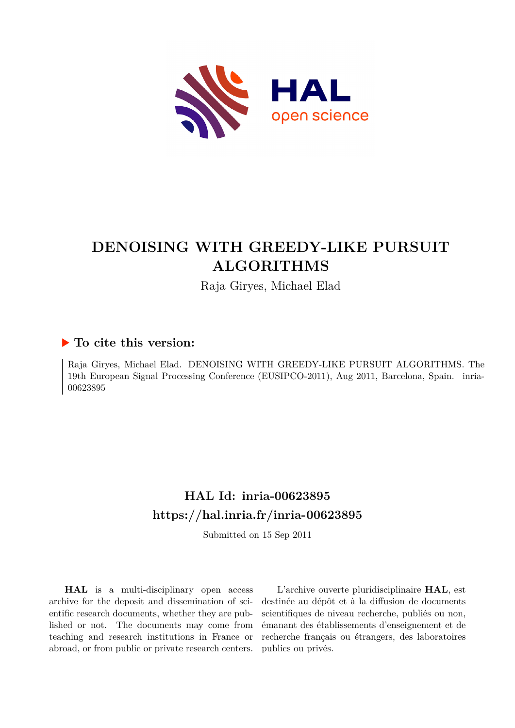# DENOISING WITH GREEDY-LIKE PURSUIT ALGORITHMS

Raja Giryes, Michael Elad

## ▶ To cite this version:

Raja Giryes, Michael Elad. DENOISING WITH GREEDY-LIKE PURSUIT ALGORITHMS. The 19th European Signal Processing Conference (EUSIPCO-2011), Aug 2011, Barcelona, Spain. inria-00623895

## HAL Id: inria-00623895

## https://hal.inria.fr/inria-00623895

Submitted on 15 Sep 2011

**HAL** is a multi-disciplinary open access archive for the deposit and dissemination of scientific research documents, whether they are published or not. The documents may come from teaching and research institutions in France or abroad, or from public or private research centers.

L'archive ouverte pluridisciplinaire **HAL**, est destinée au dépôt et à la diffusion de documents scientifiques de niveau recherche, publiés ou non, émanant des établissements d'enseignement et de recherche français ou étrangers, des laboratoires publics ou privés.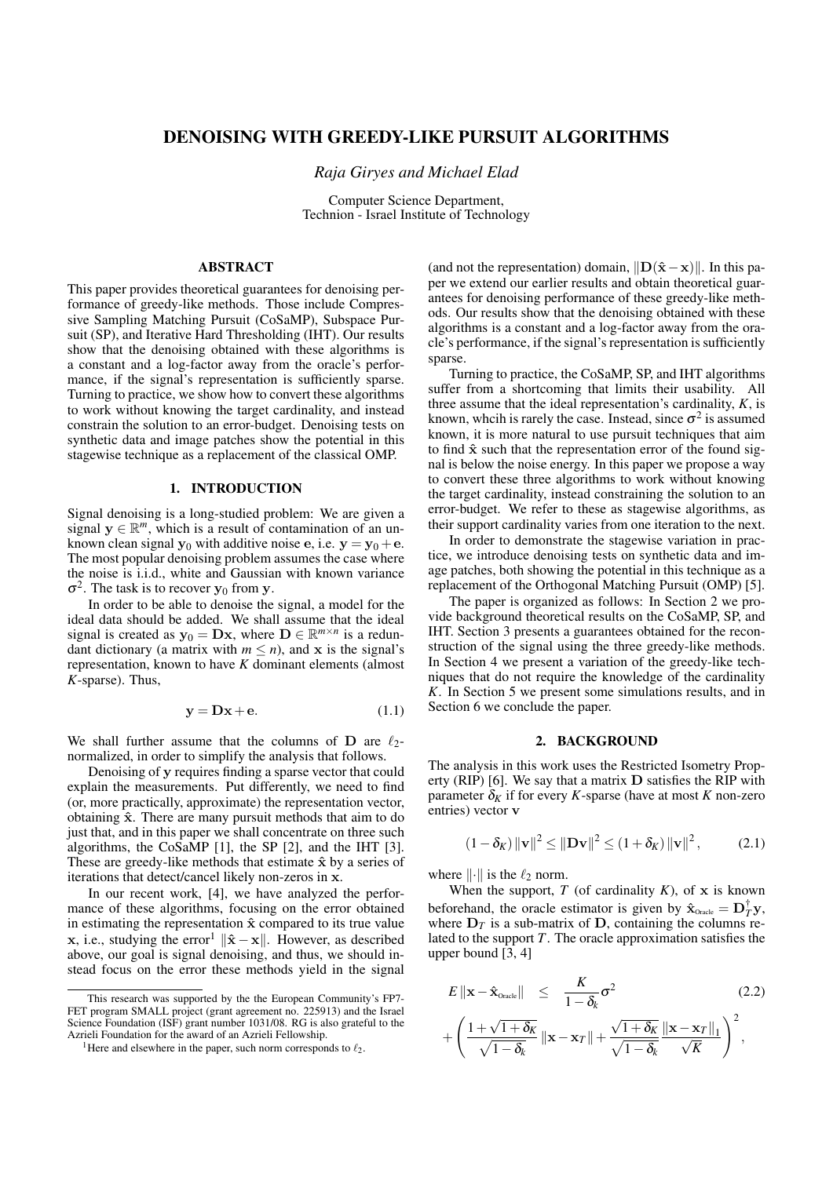# DENOISING WITH GREEDY-LIKE PURSUIT ALGORITHMS

*Raja Giryes and Michael Elad*

Computer Science Department,
Technion - Israel Institute of Technology

## ABSTRACT

This paper provides theoretical guarantees for denoising performance of greedy-like methods. Those include Compressive Sampling Matching Pursuit (CoSaMP), Subspace Pursuit (SP), and Iterative Hard Thresholding (IHT). Our results show that the denoising obtained with these algorithms is a constant and a log-factor away from the oracle's performance, if the signal's representation is sufficiently sparse. Turning to practice, we show how to convert these algorithms to work without knowing the target cardinality, and instead constrain the solution to an error-budget. Denoising tests on synthetic data and image patches show the potential in this stagewise technique as a replacement of the classical OMP.

## 1. INTRODUCTION

Signal denoising is a long-studied problem: We are given a signal $\mathbf{y} \in \mathbb{R}^m$, which is a result of contamination of an unknown clean signal $\mathbf{y}_0$ with additive noise $\mathbf{e}$, i.e. $\mathbf{y} = \mathbf{y}_0 + \mathbf{e}$. The most popular denoising problem assumes the case where the noise is i.i.d., white and Gaussian with known variance $\sigma^2$. The task is to recover $\mathbf{y}_0$ from $\mathbf{y}$.

In order to be able to denoise the signal, a model for the ideal data should be added. We shall assume that the ideal signal is created as $\mathbf{y}_0 = \mathbf{D}\mathbf{x}$, where $\mathbf{D} \in \mathbb{R}^{m \times n}$ is a redundant dictionary (a matrix with $m \leq n$), and $\mathbf{x}$ is the signal's representation, known to have $K$ dominant elements (almost $K$-sparse). Thus,

$$\mathbf{y} = \mathbf{D}\mathbf{x} + \mathbf{e}. \tag{1.1}$$

We shall further assume that the columns of $\mathbf{D}$ are $\ell_2$-normalized, in order to simplify the analysis that follows.

Denoising of $\mathbf{y}$ requires finding a sparse vector that could explain the measurements. Put differently, we need to find (or, more practically, approximate) the representation vector, obtaining $\hat{\mathbf{x}}$. There are many pursuit methods that aim to do just that, and in this paper we shall concentrate on three such algorithms, the CoSaMP [1], the SP [2], and the IHT [3]. These are greedy-like methods that estimate $\hat{\mathbf{x}}$ by a series of iterations that detect/cancel likely non-zeros in $\mathbf{x}$.

In our recent work, [4], we have analyzed the performance of these algorithms, focusing on the error obtained in estimating the representation $\hat{\mathbf{x}}$ compared to its true value $\mathbf{x}$, i.e., studying the error[1] $\|\hat{\mathbf{x}} - \mathbf{x}\|$. However, as described above, our goal is signal denoising, and thus, we should instead focus on the error these methods yield in the signal (and not the representation) domain, $\|\mathbf{D}(\hat{\mathbf{x}} - \mathbf{x})\|$. In this paper we extend our earlier results and obtain theoretical guarantees for denoising performance of these greedy-like methods. Our results show that the denoising obtained with these algorithms is a constant and a log-factor away from the oracle's performance, if the signal's representation is sufficiently sparse.

Turning to practice, the CoSaMP, SP, and IHT algorithms suffer from a shortcoming that limits their usability. All three assume that the ideal representation's cardinality, $K$, is known, whcih is rarely the case. Instead, since $\sigma^2$ is assumed known, it is more natural to use pursuit techniques that aim to find $\hat{\mathbf{x}}$ such that the representation error of the found signal is below the noise energy. In this paper we propose a way to convert these three algorithms to work without knowing the target cardinality, instead constraining the solution to an error-budget. We refer to these as stagewise algorithms, as their support cardinality varies from one iteration to the next.

In order to demonstrate the stagewise variation in practice, we introduce denoising tests on synthetic data and image patches, both showing the potential in this technique as a replacement of the Orthogonal Matching Pursuit (OMP) [5].

The paper is organized as follows: In Section 2 we provide background theoretical results on the CoSaMP, SP, and IHT. Section 3 presents a guarantees obtained for the reconstruction of the signal using the three greedy-like methods. In Section 4 we present a variation of the greedy-like techniques that do not require the knowledge of the cardinality $K$. In Section 5 we present some simulations results, and in Section 6 we conclude the paper.

## 2. BACKGROUND

The analysis in this work uses the Restricted Isometry Property (RIP) [6]. We say that a matrix $\mathbf{D}$ satisfies the RIP with parameter $\delta_K$ if for every $K$-sparse (have at most $K$ non-zero entries) vector $\mathbf{v}$

$$(1 - \delta_K)\|\mathbf{v}\|^2 \leq \|\mathbf{D}\mathbf{v}\|^2 \leq (1 + \delta_K)\|\mathbf{v}\|^2, \tag{2.1}$$

where $\|\cdot\|$ is the $\ell_2$ norm.

When the support, $T$ (of cardinality $K$), of $\mathbf{x}$ is known beforehand, the oracle estimator is given by $\hat{\mathbf{x}}_{\text{Oracle}} = \mathbf{D}_T^{\dagger}\mathbf{y}$, where $\mathbf{D}_T$ is a sub-matrix of $\mathbf{D}$, containing the columns related to the support $T$. The oracle approximation satisfies the upper bound [3, 4]

$$\begin{aligned} E\|\mathbf{x} - \hat{\mathbf{x}}_{\text{Oracle}}\| \quad &\leq \quad \frac{K}{1-\delta_k}\sigma^2 \\ &+ \left(\frac{1+\sqrt{1+\delta_K}}{\sqrt{1-\delta_k}}\|\mathbf{x} - \mathbf{x}_T\| + \frac{\sqrt{1+\delta_K}}{\sqrt{1-\delta_k}}\frac{\|\mathbf{x} - \mathbf{x}_T\|_1}{\sqrt{K}}\right)^2, \end{aligned} \tag{2.2}$$

---

This research was supported by the the European Community's FP7-FET program SMALL project (grant agreement no. 225913) and the Israel Science Foundation (ISF) grant number 1031/08. RG is also grateful to the Azrieli Foundation for the award of an Azrieli Fellowship.

[1] Here and elsewhere in the paper, such norm corresponds to $\ell_2$.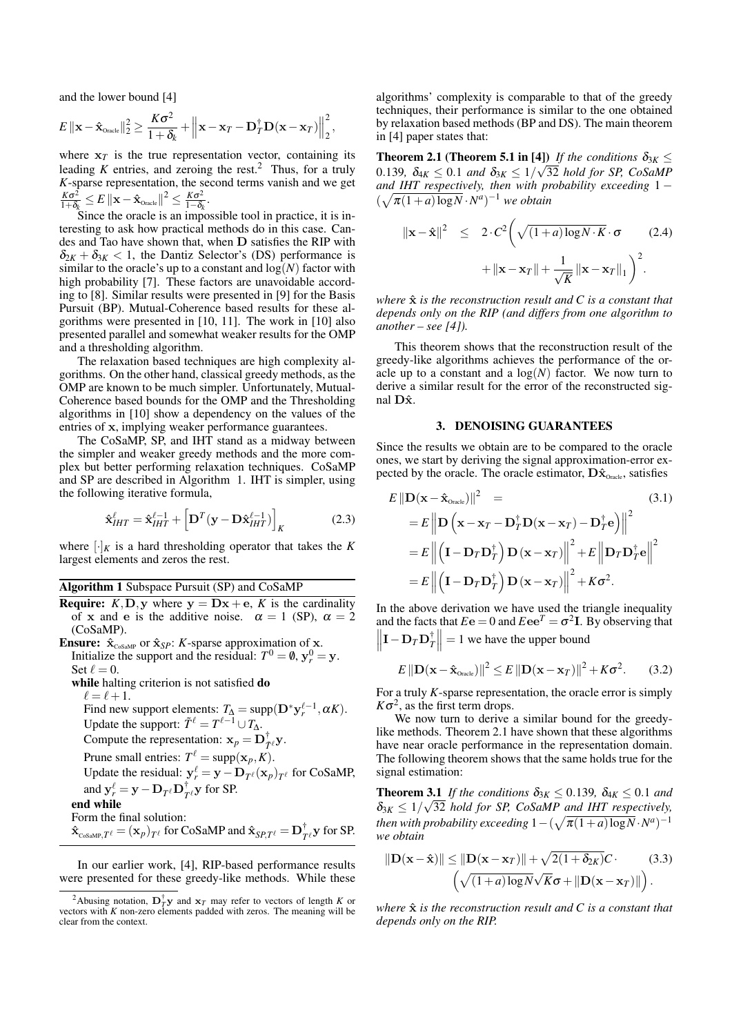and the lower bound [4]

$$E\|\mathbf{x}-\hat{\mathbf{x}}_{\text{Oracle}}\|_2^2 \geq \frac{K\sigma^2}{1+\delta_k} + \left\|\mathbf{x}-\mathbf{x}_T - \mathbf{D}_T^{\dagger}\mathbf{D}(\mathbf{x}-\mathbf{x}_T)\right\|_2^2,$$

where $\mathbf{x}_T$ is the true representation vector, containing its leading $K$ entries, and zeroing the rest.[2] Thus, for a truly $K$-sparse representation, the second terms vanish and we get $\frac{K\sigma^2}{1+\delta_k} \leq E\|\mathbf{x}-\hat{\mathbf{x}}_{\text{Oracle}}\|^2 \leq \frac{K\sigma^2}{1-\delta_k}$.

Since the oracle is an impossible tool in practice, it is interesting to ask how practical methods do in this case. Candes and Tao have shown that, when $\mathbf{D}$ satisfies the RIP with $\delta_{2K}+\delta_{3K} < 1$, the Dantiz Selector's (DS) performance is similar to the oracle's up to a constant and $\log(N)$ factor with high probability [7]. These factors are unavoidable according to [8]. Similar results were presented in [9] for the Basis Pursuit (BP). Mutual-Coherence based results for these algorithms were presented in [10, 11]. The work in [10] also presented parallel and somewhat weaker results for the OMP and a thresholding algorithm.

The relaxation based techniques are high complexity algorithms. On the other hand, classical greedy methods, as the OMP are known to be much simpler. Unfortunately, Mutual-Coherence based bounds for the OMP and the Thresholding algorithms in [10] show a dependency on the values of the entries of $\mathbf{x}$, implying weaker performance guarantees.

The CoSaMP, SP, and IHT stand as a midway between the simpler and weaker greedy methods and the more complex but better performing relaxation techniques. CoSaMP and SP are described in Algorithm 1. IHT is simpler, using the following iterative formula,

$$\hat{\mathbf{x}}_{IHT}^{\ell} = \hat{\mathbf{x}}_{IHT}^{\ell-1} + \left[\mathbf{D}^T(\mathbf{y}-\mathbf{D}\hat{\mathbf{x}}_{IHT}^{\ell-1})\right]_K \tag{2.3}$$

where $[\cdot]_K$ is a hard thresholding operator that takes the $K$ largest elements and zeros the rest.

**Algorithm 1** Subspace Pursuit (SP) and CoSaMP

**Require:** $K, \mathbf{D}, \mathbf{y}$ where $\mathbf{y} = \mathbf{D}\mathbf{x}+\mathbf{e}$, $K$ is the cardinality of $\mathbf{x}$ and $\mathbf{e}$ is the additive noise. $\alpha = 1$ (SP), $\alpha = 2$ (CoSaMP).

**Ensure:** $\hat{\mathbf{x}}_{\text{CoSaMP}}$ or $\hat{\mathbf{x}}_{SP}$: $K$-sparse approximation of $\mathbf{x}$.

Initialize the support and the residual: $T^0 = \emptyset$, $\mathbf{y}_r^0 = \mathbf{y}$.
Set $\ell = 0$.
**while** halting criterion is not satisfied **do**
  $\ell = \ell + 1$.
  Find new support elements: $T_\Delta = \text{supp}(\mathbf{D}^*\mathbf{y}_r^{\ell-1}, \alpha K)$.
  Update the support: $\tilde{T}^\ell = T^{\ell-1} \cup T_\Delta$.
  Compute the representation: $\mathbf{x}_p = \mathbf{D}_{\tilde{T}^\ell}^{\dagger}\mathbf{y}$.
  Prune small entries: $T^\ell = \text{supp}(\mathbf{x}_p, K)$.
  Update the residual: $\mathbf{y}_r^\ell = \mathbf{y} - \mathbf{D}_{T^\ell}(\mathbf{x}_p)_{T^\ell}$ for CoSaMP, and $\mathbf{y}_r^\ell = \mathbf{y} - \mathbf{D}_{T^\ell}\mathbf{D}_{T^\ell}^{\dagger}\mathbf{y}$ for SP.
**end while**
Form the final solution:
$\hat{\mathbf{x}}_{\text{CoSaMP},T^\ell} = (\mathbf{x}_p)_{T^\ell}$ for CoSaMP and $\hat{\mathbf{x}}_{SP,T^\ell} = \mathbf{D}_{T^\ell}^{\dagger}\mathbf{y}$ for SP.

In our earlier work, [4], RIP-based performance results were presented for these greedy-like methods. While these algorithms' complexity is comparable to that of the greedy techniques, their performance is similar to the one obtained by relaxation based methods (BP and DS). The main theorem in [4] paper states that:

**Theorem 2.1 (Theorem 5.1 in [4])** *If the conditions $\delta_{3K} \leq 0.139$, $\delta_{4K} \leq 0.1$ and $\delta_{3K} \leq 1/\sqrt{32}$ hold for SP, CoSaMP and IHT respectively, then with probability exceeding $1-(\sqrt{\pi(1+a)\log N}\cdot N^a)^{-1}$ we obtain*

$$\|\mathbf{x}-\hat{\mathbf{x}}\|^2 \leq 2\cdot C^2\left(\sqrt{(1+a)\log N\cdot K}\cdot\sigma + \|\mathbf{x}-\mathbf{x}_T\| + \frac{1}{\sqrt{K}}\|\mathbf{x}-\mathbf{x}_T\|_1\right)^2. \tag{2.4}$$

*where $\hat{\mathbf{x}}$ is the reconstruction result and $C$ is a constant that depends only on the RIP (and differs from one algorithm to another – see [4]).*

This theorem shows that the reconstruction result of the greedy-like algorithms achieves the performance of the oracle up to a constant and a $\log(N)$ factor. We now turn to derive a similar result for the error of the reconstructed signal $\mathbf{D}\hat{\mathbf{x}}$.

## 3. DENOISING GUARANTEES

Since the results we obtain are to be compared to the oracle ones, we start by deriving the signal approximation-error expected by the oracle. The oracle estimator, $\mathbf{D}\hat{\mathbf{x}}_{\text{Oracle}}$, satisfies

$$\begin{aligned} E\|\mathbf{D}(\mathbf{x}-\hat{\mathbf{x}}_{\text{Oracle}})\|^2 &= \qquad (3.1) \\ &= E\left\|\mathbf{D}\left(\mathbf{x}-\mathbf{x}_T-\mathbf{D}_T^{\dagger}\mathbf{D}(\mathbf{x}-\mathbf{x}_T)-\mathbf{D}_T^{\dagger}\mathbf{e}\right)\right\|^2 \\ &= E\left\|\left(\mathbf{I}-\mathbf{D}_T\mathbf{D}_T^{\dagger}\right)\mathbf{D}(\mathbf{x}-\mathbf{x}_T)\right\|^2 + E\left\|\mathbf{D}_T\mathbf{D}_T^{\dagger}\mathbf{e}\right\|^2 \\ &= E\left\|\left(\mathbf{I}-\mathbf{D}_T\mathbf{D}_T^{\dagger}\right)\mathbf{D}(\mathbf{x}-\mathbf{x}_T)\right\|^2 + K\sigma^2. \end{aligned}$$

In the above derivation we have used the triangle inequality and the facts that $E\mathbf{e}=0$ and $E\mathbf{e}\mathbf{e}^T = \sigma^2\mathbf{I}$. By observing that $\left\|\mathbf{I}-\mathbf{D}_T\mathbf{D}_T^{\dagger}\right\| = 1$ we have the upper bound

$$E\|\mathbf{D}(\mathbf{x}-\hat{\mathbf{x}}_{\text{Oracle}})\|^2 \leq E\|\mathbf{D}(\mathbf{x}-\mathbf{x}_T)\|^2 + K\sigma^2. \tag{3.2}$$

For a truly $K$-sparse representation, the oracle error is simply $K\sigma^2$, as the first term drops.

We now turn to derive a similar bound for the greedy-like methods. Theorem 2.1 have shown that these algorithms have near oracle performance in the representation domain. The following theorem shows that the same holds true for the signal estimation:

**Theorem 3.1** *If the conditions $\delta_{3K} \leq 0.139$, $\delta_{4K} \leq 0.1$ and $\delta_{3K} \leq 1/\sqrt{32}$ hold for SP, CoSaMP and IHT respectively, then with probability exceeding $1-(\sqrt{\pi(1+a)\log N}\cdot N^a)^{-1}$ we obtain*

$$\|\mathbf{D}(\mathbf{x}-\hat{\mathbf{x}})\| \leq \|\mathbf{D}(\mathbf{x}-\mathbf{x}_T)\| + \sqrt{2(1+\delta_{2K})}C\cdot\left(\sqrt{(1+a)\log N}\sqrt{K}\sigma + \|\mathbf{D}(\mathbf{x}-\mathbf{x}_T)\|\right). \tag{3.3}$$

*where $\hat{\mathbf{x}}$ is the reconstruction result and $C$ is a constant that depends only on the RIP.*

---

[2] Abusing notation, $\mathbf{D}_T^{\dagger}\mathbf{y}$ and $\mathbf{x}_T$ may refer to vectors of length $K$ or vectors with $K$ non-zero elements padded with zeros. The meaning will be clear from the context.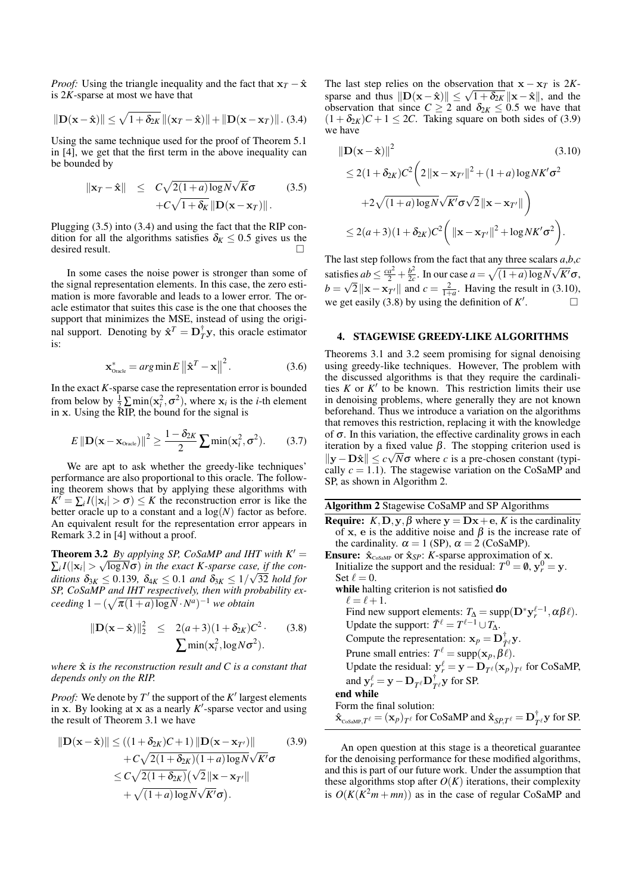*Proof:* Using the triangle inequality and the fact that $\mathbf{x}_T - \hat{\mathbf{x}}$ is $2K$-sparse at most we have that

$$\|\mathbf{D}(\mathbf{x}-\hat{\mathbf{x}})\| \leq \sqrt{1+\delta_{2K}}\,\|(\mathbf{x}_T-\hat{\mathbf{x}})\| + \|\mathbf{D}(\mathbf{x}-\mathbf{x}_T)\|. \quad (3.4)$$

Using the same technique used for the proof of Theorem 5.1 in [4], we get that the first term in the above inequality can be bounded by

$$\begin{aligned}\|\mathbf{x}_T-\hat{\mathbf{x}}\| \quad &\leq \quad C\sqrt{2(1+a)\log N}\sqrt{K}\sigma \qquad (3.5)\\ &+C\sqrt{1+\delta_K}\,\|\mathbf{D}(\mathbf{x}-\mathbf{x}_T)\|.\end{aligned}$$

Plugging (3.5) into (3.4) and using the fact that the RIP condition for all the algorithms satisfies $\delta_K \leq 0.5$ gives us the desired result. □

In some cases the noise power is stronger than some of the signal representation elements. In this case, the zero estimation is more favorable and leads to a lower error. The oracle estimator that suites this case is the one that chooses the support that minimizes the MSE, instead of using the original support. Denoting by $\hat{\mathbf{x}}^T = \mathbf{D}_T^{\dagger}\mathbf{y}$, this oracle estimator is:

$$\mathbf{x}^*_{\text{Oracle}} = arg\min E\left\|\hat{\mathbf{x}}^T - \mathbf{x}\right\|^2. \quad (3.6)$$

In the exact $K$-sparse case the representation error is bounded from below by $\frac{1}{2}\sum\min(\mathbf{x}_i^2, \sigma^2)$, where $\mathbf{x}_i$ is the $i$-th element in $\mathbf{x}$. Using the RIP, the bound for the signal is

$$E\left\|\mathbf{D}(\mathbf{x}-\mathbf{x}_{\text{Oracle}})\right\|^2 \geq \frac{1-\delta_{2K}}{2}\sum\min(\mathbf{x}_i^2, \sigma^2). \quad (3.7)$$

We are apt to ask whether the greedy-like techniques' performance are also proportional to this oracle. The following theorem shows that by applying these algorithms with $K' = \sum_i I(|\mathbf{x}_i| > \sigma) \leq K$ the reconstruction error is like the better oracle up to a constant and a $\log(N)$ factor as before. An equivalent result for the representation error appears in Remark 3.2 in [4] without a proof.

**Theorem 3.2** *By applying SP, CoSaMP and IHT with $K' = \sum_i I(|\mathbf{x}_i| > \sqrt{\log N}\sigma)$ in the exact $K$-sparse case, if the conditions $\delta_{3K} \leq 0.139$, $\delta_{4K} \leq 0.1$ and $\delta_{3K} \leq 1/\sqrt{32}$ hold for SP, CoSaMP and IHT respectively, then with probability exceeding $1 - (\sqrt{\pi(1+a)\log N}\cdot N^a)^{-1}$ we obtain*

$$\begin{aligned}\|\mathbf{D}(\mathbf{x}-\hat{\mathbf{x}})\|_2^2 \quad &\leq \quad 2(a+3)(1+\delta_{2K})C^2\cdot \qquad (3.8)\\ &\sum\min(\mathbf{x}_i^2, \log N\sigma^2).\end{aligned}$$

*where $\hat{\mathbf{x}}$ is the reconstruction result and $C$ is a constant that depends only on the RIP.*

*Proof:* We denote by $T'$ the support of the $K'$ largest elements in $\mathbf{x}$. By looking at $\mathbf{x}$ as a nearly $K'$-sparse vector and using the result of Theorem 3.1 we have

$$\begin{aligned}\|\mathbf{D}(\mathbf{x}-\hat{\mathbf{x}})\| &\leq ((1+\delta_{2K})C+1)\,\|\mathbf{D}(\mathbf{x}-\mathbf{x}_{T'})\| \qquad (3.9)\\ &+C\sqrt{2(1+\delta_{2K})(1+a)\log N}\sqrt{K'}\sigma\\ &\leq C\sqrt{2(1+\delta_{2K})}\big(\sqrt{2}\,\|\mathbf{x}-\mathbf{x}_{T'}\|\\ &+\sqrt{(1+a)\log N}\sqrt{K'}\sigma\big).\end{aligned}$$

The last step relies on the observation that $\mathbf{x}-\mathbf{x}_T$ is $2K$-sparse and thus $\|\mathbf{D}(\mathbf{x}-\hat{\mathbf{x}})\| \leq \sqrt{1+\delta_{2K}}\,\|\mathbf{x}-\hat{\mathbf{x}}\|$, and the observation that since $C \geq 2$ and $\delta_{2K} \leq 0.5$ we have that $(1+\delta_{2K})C+1 \leq 2C$. Taking square on both sides of (3.9) we have

$$\begin{aligned}&\|\mathbf{D}(\mathbf{x}-\hat{\mathbf{x}})\|^2 \qquad (3.10)\\ &\leq 2(1+\delta_{2K})C^2\bigg(2\|\mathbf{x}-\mathbf{x}_{T'}\|^2 + (1+a)\log NK'\sigma^2\\ &\quad +2\sqrt{(1+a)\log N}\sqrt{K'}\sigma\sqrt{2}\,\|\mathbf{x}-\mathbf{x}_{T'}\|\bigg)\\ &\leq 2(a+3)(1+\delta_{2K})C^2\bigg(\|\mathbf{x}-\mathbf{x}_{T'}\|^2 + \log NK'\sigma^2\bigg).\end{aligned}$$

The last step follows from the fact that any three scalars $a$,$b$,$c$ satisfies $ab \leq \frac{ca^2}{2} + \frac{b^2}{2c}$. In our case $a = \sqrt{(1+a)\log N}\sqrt{K'}\sigma$, $b = \sqrt{2}\,\|\mathbf{x}-\mathbf{x}_{T'}\|$ and $c = \frac{2}{1+a}$. Having the result in (3.10), we get easily (3.8) by using the definition of $K'$. □

## 4. STAGEWISE GREEDY-LIKE ALGORITHMS

Theorems 3.1 and 3.2 seem promising for signal denoising using greedy-like techniques. However, The problem with the discussed algorithms is that they require the cardinalities $K$ or $K'$ to be known. This restriction limits their use in denoising problems, where generally they are not known beforehand. Thus we introduce a variation on the algorithms that removes this restriction, replacing it with the knowledge of $\sigma$. In this variation, the effective cardinality grows in each iteration by a fixed value $\beta$. The stopping criterion used is $\|\mathbf{y}-\mathbf{D}\hat{\mathbf{x}}\| \leq c\sqrt{N}\sigma$ where $c$ is a pre-chosen constant (typically $c = 1.1$). The stagewise variation on the CoSaMP and SP, as shown in Algorithm 2.

**Algorithm 2** Stagewise CoSaMP and SP Algorithms

**Require:** $K, \mathbf{D}, \mathbf{y}, \beta$ where $\mathbf{y} = \mathbf{D}\mathbf{x} + \mathbf{e}$, $K$ is the cardinality of $\mathbf{x}$, $\mathbf{e}$ is the additive noise and $\beta$ is the increase rate of the cardinality. $\alpha = 1$ (SP), $\alpha = 2$ (CoSaMP).
**Ensure:** $\hat{\mathbf{x}}_{\text{CoSaMP}}$ or $\hat{\mathbf{x}}_{SP}$: $K$-sparse approximation of $\mathbf{x}$.
Initialize the support and the residual: $T^0 = \emptyset$, $\mathbf{y}_r^0 = \mathbf{y}$.
Set $\ell = 0$.
**while** halting criterion is not satisfied **do**
  $\ell = \ell + 1$.
  Find new support elements: $T_\Delta = \text{supp}(\mathbf{D}^*\mathbf{y}_r^{\ell-1}, \alpha\beta\ell)$.
  Update the support: $\tilde{T}^\ell = T^{\ell-1} \cup T_\Delta$.
  Compute the representation: $\mathbf{x}_p = \mathbf{D}_{\tilde{T}^\ell}^{\dagger}\mathbf{y}$.
  Prune small entries: $T^\ell = \text{supp}(\mathbf{x}_p, \beta\ell)$.
  Update the residual: $\mathbf{y}_r^\ell = \mathbf{y} - \mathbf{D}_{T^\ell}(\mathbf{x}_p)_{T^\ell}$ for CoSaMP, and $\mathbf{y}_r^\ell = \mathbf{y} - \mathbf{D}_{T^\ell}\mathbf{D}_{T^\ell}^{\dagger}\mathbf{y}$ for SP.
**end while**
Form the final solution:
$\hat{\mathbf{x}}_{\text{CoSaMP},T^\ell} = (\mathbf{x}_p)_{T^\ell}$ for CoSaMP and $\hat{\mathbf{x}}_{SP,T^\ell} = \mathbf{D}_{T^\ell}^{\dagger}\mathbf{y}$ for SP.

An open question at this stage is a theoretical guarantee for the denoising performance for these modified algorithms, and this is part of our future work. Under the assumption that these algorithms stop after $O(K)$ iterations, their complexity is $O(K(K^2m + mn))$ as in the case of regular CoSaMP and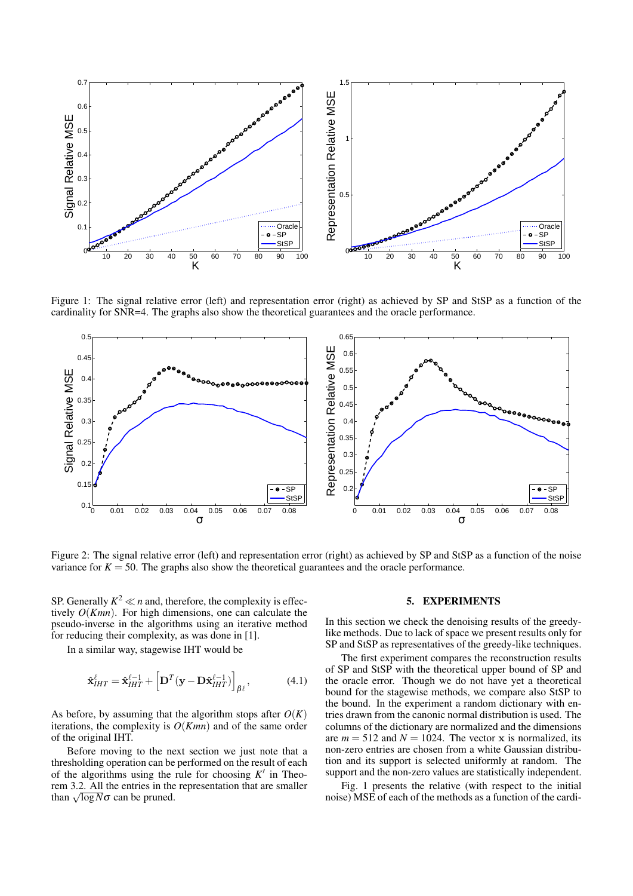Figure 1: The signal relative error (left) and representation error (right) as achieved by SP and StSP as a function of the cardinality for SNR=4. The graphs also show the theoretical guarantees and the oracle performance.

Figure 2: The signal relative error (left) and representation error (right) as achieved by SP and StSP as a function of the noise variance for $K = 50$. The graphs also show the theoretical guarantees and the oracle performance.

SP. Generally $K^2 \ll n$ and, therefore, the complexity is effectively $O(Kmn)$. For high dimensions, one can calculate the pseudo-inverse in the algorithms using an iterative method for reducing their complexity, as was done in [1].

In a similar way, stagewise IHT would be

$$\hat{\mathbf{x}}_{IHT}^{\ell} = \hat{\mathbf{x}}_{IHT}^{\ell-1} + \left[\mathbf{D}^T(\mathbf{y} - \mathbf{D}\hat{\mathbf{x}}_{IHT}^{\ell-1})\right]_{\beta^\ell}, \tag{4.1}$$

As before, by assuming that the algorithm stops after $O(K)$ iterations, the complexity is $O(Kmn)$ and of the same order of the original IHT.

Before moving to the next section we just note that a thresholding operation can be performed on the result of each of the algorithms using the rule for choosing $K'$ in Theorem 3.2. All the entries in the representation that are smaller than $\sqrt{\log N}\sigma$ can be pruned.

## 5. EXPERIMENTS

In this section we check the denoising results of the greedy-like methods. Due to lack of space we present results only for SP and StSP as representatives of the greedy-like techniques.

The first experiment compares the reconstruction results of SP and StSP with the theoretical upper bound of SP and the oracle error. Though we do not have yet a theoretical bound for the stagewise methods, we compare also StSP to the bound. In the experiment a random dictionary with entries drawn from the canonic normal distribution is used. The columns of the dictionary are normalized and the dimensions are $m = 512$ and $N = 1024$. The vector $\mathbf{x}$ is normalized, its non-zero entries are chosen from a white Gaussian distribution and its support is selected uniformly at random. The support and the non-zero values are statistically independent.

Fig. 1 presents the relative (with respect to the initial noise) MSE of each of the methods as a function of the cardi-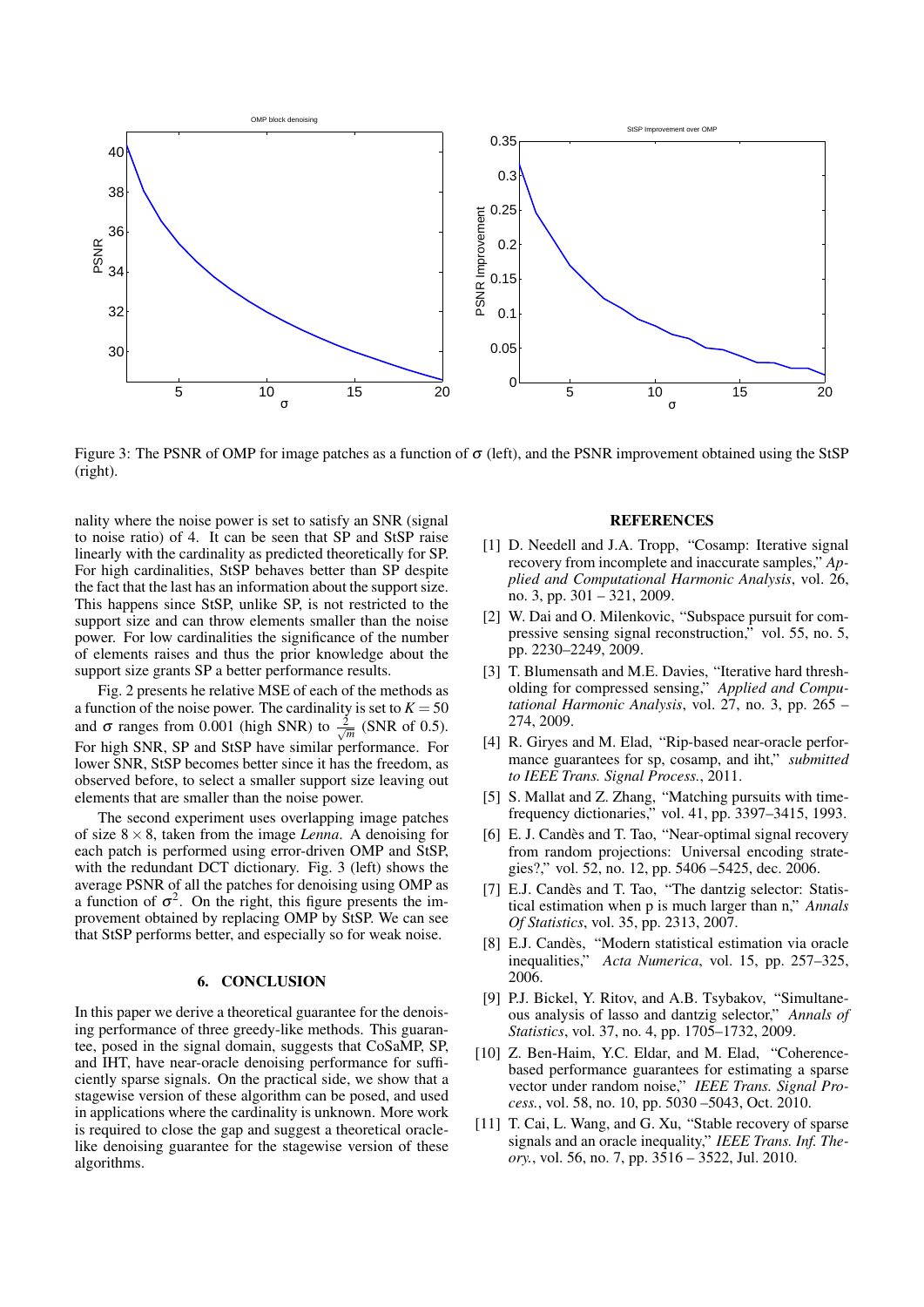OMP block denoising

PSNR

40
38
36
34
32
30

5 10 15 20

σ

StSP Improvement over OMP

PSNR Improvement

0.35
0.3
0.25
0.2
0.15
0.1
0.05
0

5 10 15 20

σ

Figure 3: The PSNR of OMP for image patches as a function of $\sigma$ (left), and the PSNR improvement obtained using the StSP (right).

nality where the noise power is set to satisfy an SNR (signal to noise ratio) of 4. It can be seen that SP and StSP raise linearly with the cardinality as predicted theoretically for SP. For high cardinalities, StSP behaves better than SP despite the fact that the last has an information about the support size. This happens since StSP, unlike SP, is not restricted to the support size and can throw elements smaller than the noise power. For low cardinalities the significance of the number of elements raises and thus the prior knowledge about the support size grants SP a better performance results.

Fig. 2 presents he relative MSE of each of the methods as a function of the noise power. The cardinality is set to $K = 50$ and $\sigma$ ranges from 0.001 (high SNR) to $\frac{2}{\sqrt{m}}$ (SNR of 0.5). For high SNR, SP and StSP have similar performance. For lower SNR, StSP becomes better since it has the freedom, as observed before, to select a smaller support size leaving out elements that are smaller than the noise power.

The second experiment uses overlapping image patches of size $8 \times 8$, taken from the image *Lenna*. A denoising for each patch is performed using error-driven OMP and StSP, with the redundant DCT dictionary. Fig. 3 (left) shows the average PSNR of all the patches for denoising using OMP as a function of $\sigma^2$. On the right, this figure presents the improvement obtained by replacing OMP by StSP. We can see that StSP performs better, and especially so for weak noise.

## 6. CONCLUSION

In this paper we derive a theoretical guarantee for the denoising performance of three greedy-like methods. This guarantee, posed in the signal domain, suggests that CoSaMP, SP, and IHT, have near-oracle denoising performance for sufficiently sparse signals. On the practical side, we show that a stagewise version of these algorithm can be posed, and used in applications where the cardinality is unknown. More work is required to close the gap and suggest a theoretical oracle-like denoising guarantee for the stagewise version of these algorithms.

## REFERENCES

[1] D. Needell and J.A. Tropp, "Cosamp: Iterative signal recovery from incomplete and inaccurate samples," *Applied and Computational Harmonic Analysis*, vol. 26, no. 3, pp. 301 – 321, 2009.

[2] W. Dai and O. Milenkovic, "Subspace pursuit for compressive sensing signal reconstruction," vol. 55, no. 5, pp. 2230–2249, 2009.

[3] T. Blumensath and M.E. Davies, "Iterative hard thresholding for compressed sensing," *Applied and Computational Harmonic Analysis*, vol. 27, no. 3, pp. 265 – 274, 2009.

[4] R. Giryes and M. Elad, "Rip-based near-oracle performance guarantees for sp, cosamp, and iht," *submitted to IEEE Trans. Signal Process.*, 2011.

[5] S. Mallat and Z. Zhang, "Matching pursuits with time-frequency dictionaries," vol. 41, pp. 3397–3415, 1993.

[6] E. J. Candès and T. Tao, "Near-optimal signal recovery from random projections: Universal encoding strategies?," vol. 52, no. 12, pp. 5406 –5425, dec. 2006.

[7] E.J. Candès and T. Tao, "The dantzig selector: Statistical estimation when p is much larger than n," *Annals Of Statistics*, vol. 35, pp. 2313, 2007.

[8] E.J. Candès, "Modern statistical estimation via oracle inequalities," *Acta Numerica*, vol. 15, pp. 257–325, 2006.

[9] P.J. Bickel, Y. Ritov, and A.B. Tsybakov, "Simultaneous analysis of lasso and dantzig selector," *Annals of Statistics*, vol. 37, no. 4, pp. 1705–1732, 2009.

[10] Z. Ben-Haim, Y.C. Eldar, and M. Elad, "Coherence-based performance guarantees for estimating a sparse vector under random noise," *IEEE Trans. Signal Process.*, vol. 58, no. 10, pp. 5030 –5043, Oct. 2010.

[11] T. Cai, L. Wang, and G. Xu, "Stable recovery of sparse signals and an oracle inequality," *IEEE Trans. Inf. Theory.*, vol. 56, no. 7, pp. 3516 – 3522, Jul. 2010.